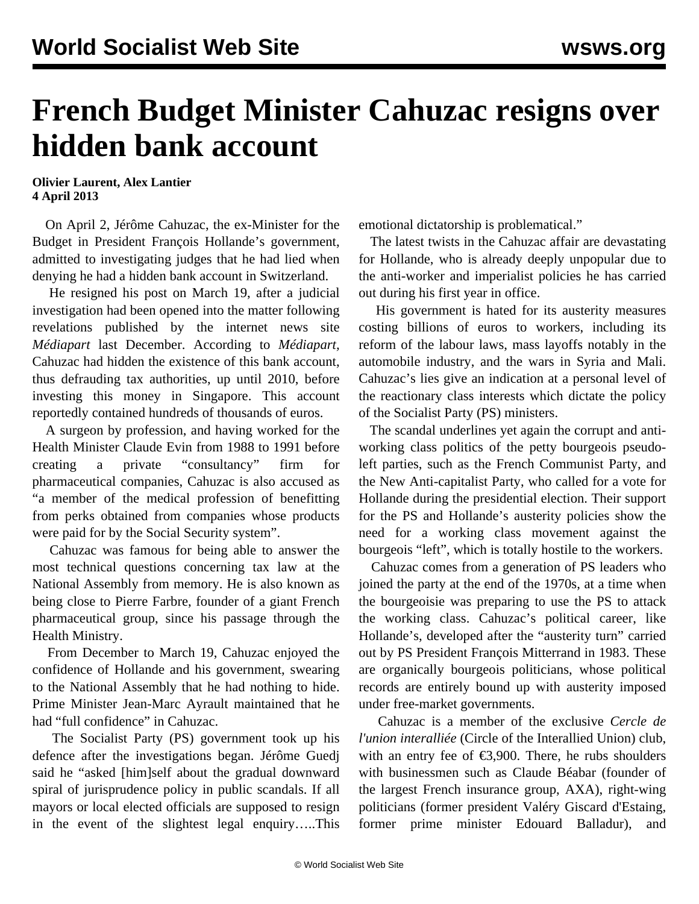# French Budget Minister Cahuzac resigns over hidden bank account

**Olivier Laurent, Alex Lantier**
**4 April 2013**

On April 2, Jérôme Cahuzac, the ex-Minister for the Budget in President François Hollande's government, admitted to investigating judges that he had lied when denying he had a hidden bank account in Switzerland.

He resigned his post on March 19, after a judicial investigation had been opened into the matter following revelations published by the internet news site *Médiapart* last December. According to *Médiapart,* Cahuzac had hidden the existence of this bank account, thus defrauding tax authorities, up until 2010, before investing this money in Singapore. This account reportedly contained hundreds of thousands of euros.

A surgeon by profession, and having worked for the Health Minister Claude Evin from 1988 to 1991 before creating a private "consultancy" firm for pharmaceutical companies, Cahuzac is also accused as "a member of the medical profession of benefitting from perks obtained from companies whose products were paid for by the Social Security system".

Cahuzac was famous for being able to answer the most technical questions concerning tax law at the National Assembly from memory. He is also known as being close to Pierre Farbre, founder of a giant French pharmaceutical group, since his passage through the Health Ministry.

From December to March 19, Cahuzac enjoyed the confidence of Hollande and his government, swearing to the National Assembly that he had nothing to hide. Prime Minister Jean-Marc Ayrault maintained that he had "full confidence" in Cahuzac.

The Socialist Party (PS) government took up his defence after the investigations began. Jérôme Guedj said he "asked [him]self about the gradual downward spiral of jurisprudence policy in public scandals. If all mayors or local elected officials are supposed to resign in the event of the slightest legal enquiry…..This emotional dictatorship is problematical."

The latest twists in the Cahuzac affair are devastating for Hollande, who is already deeply unpopular due to the anti-worker and imperialist policies he has carried out during his first year in office.

His government is hated for its austerity measures costing billions of euros to workers, including its reform of the labour laws, mass layoffs notably in the automobile industry, and the wars in Syria and Mali. Cahuzac's lies give an indication at a personal level of the reactionary class interests which dictate the policy of the Socialist Party (PS) ministers.

The scandal underlines yet again the corrupt and anti-working class politics of the petty bourgeois pseudo-left parties, such as the French Communist Party, and the New Anti-capitalist Party, who called for a vote for Hollande during the presidential election. Their support for the PS and Hollande's austerity policies show the need for a working class movement against the bourgeois "left", which is totally hostile to the workers.

Cahuzac comes from a generation of PS leaders who joined the party at the end of the 1970s, at a time when the bourgeoisie was preparing to use the PS to attack the working class. Cahuzac's political career, like Hollande's, developed after the "austerity turn" carried out by PS President François Mitterrand in 1983. These are organically bourgeois politicians, whose political records are entirely bound up with austerity imposed under free-market governments.

Cahuzac is a member of the exclusive *Cercle de l'union interalliée* (Circle of the Interallied Union) club, with an entry fee of €3,900. There, he rubs shoulders with businessmen such as Claude Béabar (founder of the largest French insurance group, AXA), right-wing politicians (former president Valéry Giscard d'Estaing, former prime minister Edouard Balladur), and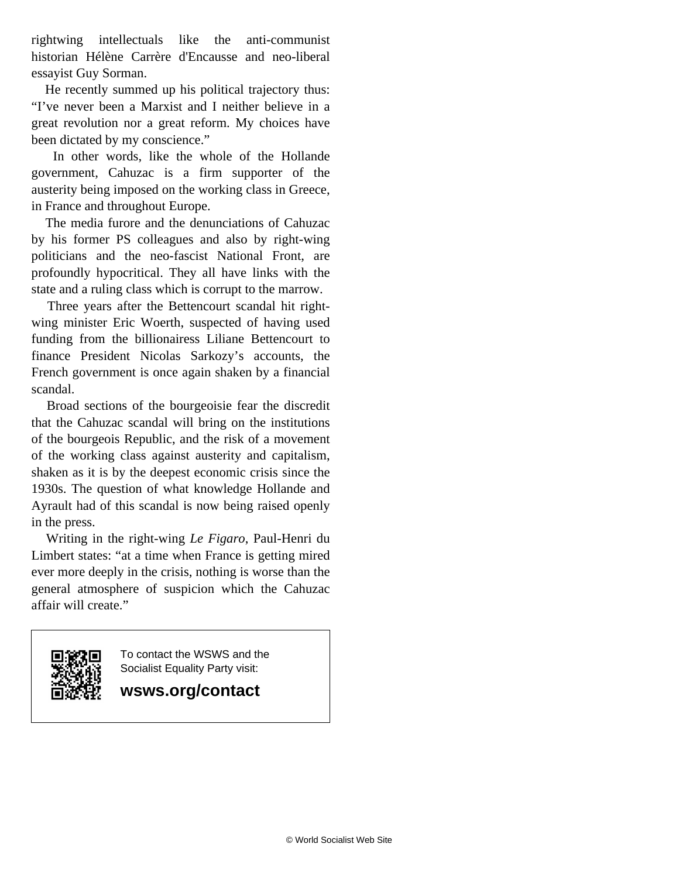rightwing intellectuals like the anti-communist historian Hélène Carrère d'Encausse and neo-liberal essayist Guy Sorman.

He recently summed up his political trajectory thus: "I've never been a Marxist and I neither believe in a great revolution nor a great reform. My choices have been dictated by my conscience."

In other words, like the whole of the Hollande government, Cahuzac is a firm supporter of the austerity being imposed on the working class in Greece, in France and throughout Europe.

The media furore and the denunciations of Cahuzac by his former PS colleagues and also by right-wing politicians and the neo-fascist National Front, are profoundly hypocritical. They all have links with the state and a ruling class which is corrupt to the marrow.

Three years after the Bettencourt scandal hit right-wing minister Eric Woerth, suspected of having used funding from the billionairess Liliane Bettencourt to finance President Nicolas Sarkozy's accounts, the French government is once again shaken by a financial scandal.

Broad sections of the bourgeoisie fear the discredit that the Cahuzac scandal will bring on the institutions of the bourgeois Republic, and the risk of a movement of the working class against austerity and capitalism, shaken as it is by the deepest economic crisis since the 1930s. The question of what knowledge Hollande and Ayrault had of this scandal is now being raised openly in the press.

Writing in the right-wing *Le Figaro*, Paul-Henri du Limbert states: "at a time when France is getting mired ever more deeply in the crisis, nothing is worse than the general atmosphere of suspicion which the Cahuzac affair will create."

To contact the WSWS and the Socialist Equality Party visit:

**wsws.org/contact**